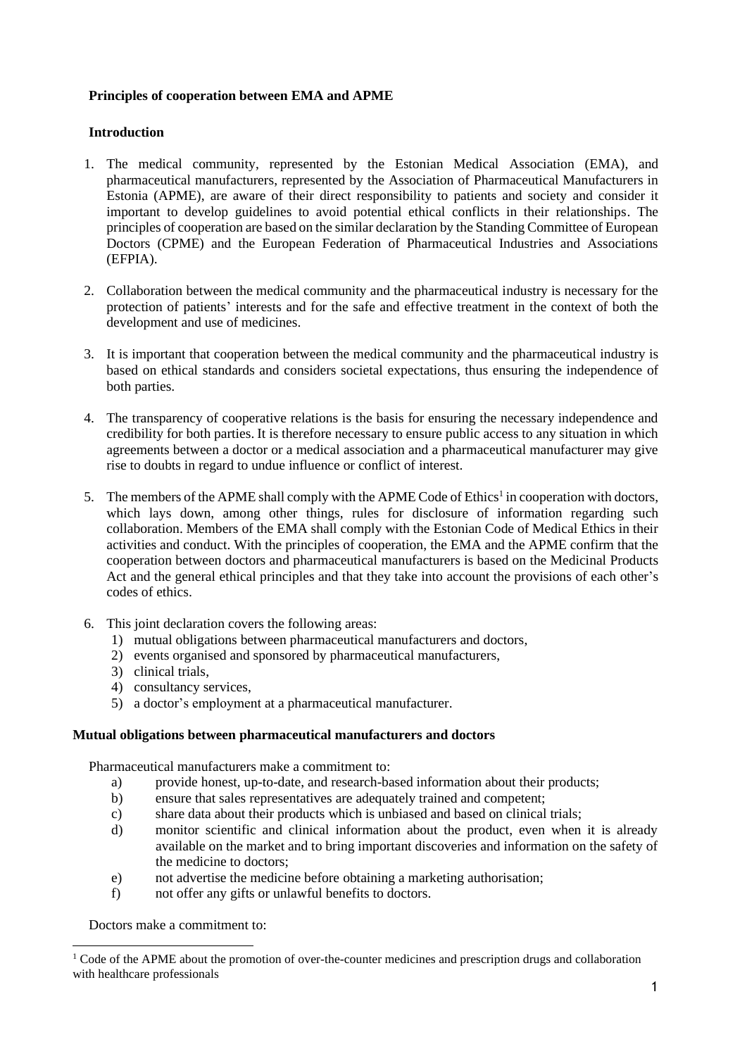**Principles of cooperation between EMA and APME**

**Introduction**

1. The medical community, represented by the Estonian Medical Association (EMA), and pharmaceutical manufacturers, represented by the Association of Pharmaceutical Manufacturers in Estonia (APME), are aware of their direct responsibility to patients and society and consider it important to develop guidelines to avoid potential ethical conflicts in their relationships. The principles of cooperation are based on the similar declaration by the Standing Committee of European Doctors (CPME) and the European Federation of Pharmaceutical Industries and Associations (EFPIA).

2. Collaboration between the medical community and the pharmaceutical industry is necessary for the protection of patients' interests and for the safe and effective treatment in the context of both the development and use of medicines.

3. It is important that cooperation between the medical community and the pharmaceutical industry is based on ethical standards and considers societal expectations, thus ensuring the independence of both parties.

4. The transparency of cooperative relations is the basis for ensuring the necessary independence and credibility for both parties. It is therefore necessary to ensure public access to any situation in which agreements between a doctor or a medical association and a pharmaceutical manufacturer may give rise to doubts in regard to undue influence or conflict of interest.

5. The members of the APME shall comply with the APME Code of Ethics[1] in cooperation with doctors, which lays down, among other things, rules for disclosure of information regarding such collaboration. Members of the EMA shall comply with the Estonian Code of Medical Ethics in their activities and conduct. With the principles of cooperation, the EMA and the APME confirm that the cooperation between doctors and pharmaceutical manufacturers is based on the Medicinal Products Act and the general ethical principles and that they take into account the provisions of each other's codes of ethics.

6. This joint declaration covers the following areas:
   1) mutual obligations between pharmaceutical manufacturers and doctors,
   2) events organised and sponsored by pharmaceutical manufacturers,
   3) clinical trials,
   4) consultancy services,
   5) a doctor's employment at a pharmaceutical manufacturer.

**Mutual obligations between pharmaceutical manufacturers and doctors**

Pharmaceutical manufacturers make a commitment to:

a) provide honest, up-to-date, and research-based information about their products;
b) ensure that sales representatives are adequately trained and competent;
c) share data about their products which is unbiased and based on clinical trials;
d) monitor scientific and clinical information about the product, even when it is already available on the market and to bring important discoveries and information on the safety of the medicine to doctors;
e) not advertise the medicine before obtaining a marketing authorisation;
f) not offer any gifts or unlawful benefits to doctors.

Doctors make a commitment to:

[1] Code of the APME about the promotion of over-the-counter medicines and prescription drugs and collaboration with healthcare professionals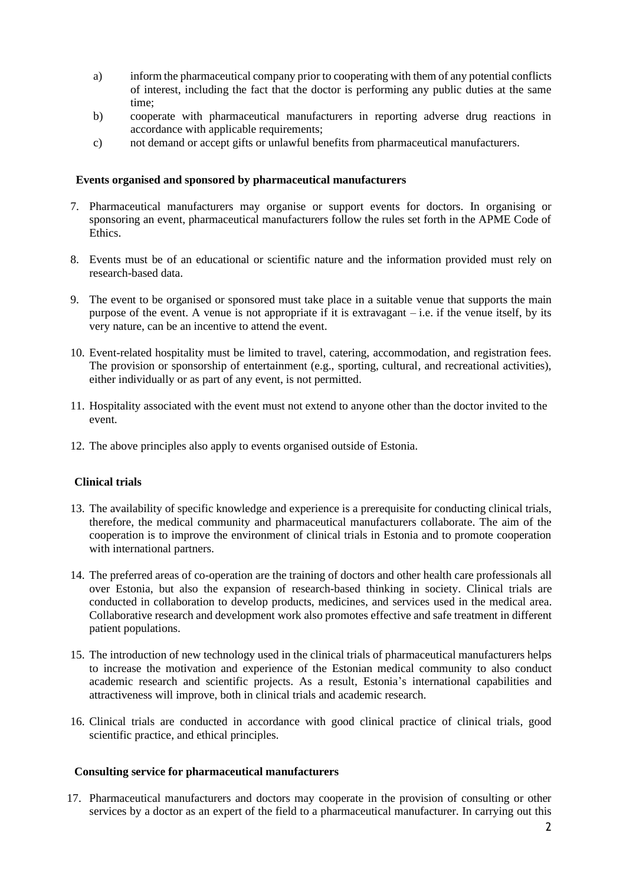a) inform the pharmaceutical company prior to cooperating with them of any potential conflicts of interest, including the fact that the doctor is performing any public duties at the same time;
b) cooperate with pharmaceutical manufacturers in reporting adverse drug reactions in accordance with applicable requirements;
c) not demand or accept gifts or unlawful benefits from pharmaceutical manufacturers.

**Events organised and sponsored by pharmaceutical manufacturers**

7. Pharmaceutical manufacturers may organise or support events for doctors. In organising or sponsoring an event, pharmaceutical manufacturers follow the rules set forth in the APME Code of Ethics.

8. Events must be of an educational or scientific nature and the information provided must rely on research-based data.

9. The event to be organised or sponsored must take place in a suitable venue that supports the main purpose of the event. A venue is not appropriate if it is extravagant – i.e. if the venue itself, by its very nature, can be an incentive to attend the event.

10. Event-related hospitality must be limited to travel, catering, accommodation, and registration fees. The provision or sponsorship of entertainment (e.g., sporting, cultural, and recreational activities), either individually or as part of any event, is not permitted.

11. Hospitality associated with the event must not extend to anyone other than the doctor invited to the event.

12. The above principles also apply to events organised outside of Estonia.

**Clinical trials**

13. The availability of specific knowledge and experience is a prerequisite for conducting clinical trials, therefore, the medical community and pharmaceutical manufacturers collaborate. The aim of the cooperation is to improve the environment of clinical trials in Estonia and to promote cooperation with international partners.

14. The preferred areas of co-operation are the training of doctors and other health care professionals all over Estonia, but also the expansion of research-based thinking in society. Clinical trials are conducted in collaboration to develop products, medicines, and services used in the medical area. Collaborative research and development work also promotes effective and safe treatment in different patient populations.

15. The introduction of new technology used in the clinical trials of pharmaceutical manufacturers helps to increase the motivation and experience of the Estonian medical community to also conduct academic research and scientific projects. As a result, Estonia's international capabilities and attractiveness will improve, both in clinical trials and academic research.

16. Clinical trials are conducted in accordance with good clinical practice of clinical trials, good scientific practice, and ethical principles.

**Consulting service for pharmaceutical manufacturers**

17. Pharmaceutical manufacturers and doctors may cooperate in the provision of consulting or other services by a doctor as an expert of the field to a pharmaceutical manufacturer. In carrying out this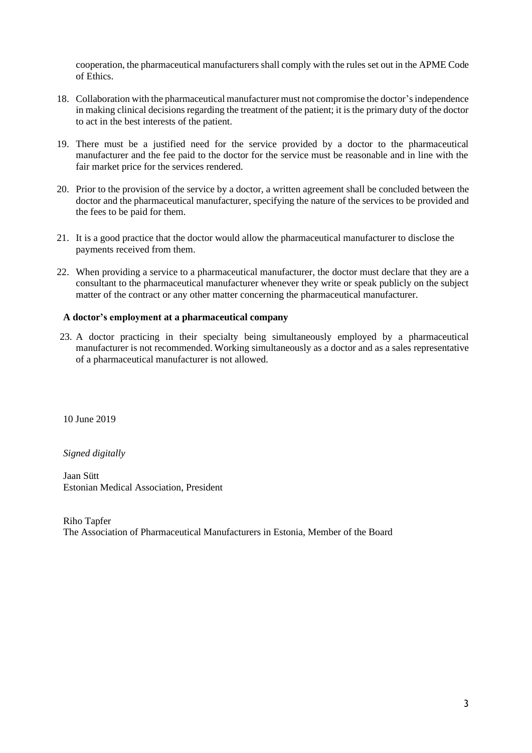cooperation, the pharmaceutical manufacturers shall comply with the rules set out in the APME Code of Ethics.

18. Collaboration with the pharmaceutical manufacturer must not compromise the doctor's independence in making clinical decisions regarding the treatment of the patient; it is the primary duty of the doctor to act in the best interests of the patient.

19. There must be a justified need for the service provided by a doctor to the pharmaceutical manufacturer and the fee paid to the doctor for the service must be reasonable and in line with the fair market price for the services rendered.

20. Prior to the provision of the service by a doctor, a written agreement shall be concluded between the doctor and the pharmaceutical manufacturer, specifying the nature of the services to be provided and the fees to be paid for them.

21. It is a good practice that the doctor would allow the pharmaceutical manufacturer to disclose the payments received from them.

22. When providing a service to a pharmaceutical manufacturer, the doctor must declare that they are a consultant to the pharmaceutical manufacturer whenever they write or speak publicly on the subject matter of the contract or any other matter concerning the pharmaceutical manufacturer.

**A doctor's employment at a pharmaceutical company**

23. A doctor practicing in their specialty being simultaneously employed by a pharmaceutical manufacturer is not recommended. Working simultaneously as a doctor and as a sales representative of a pharmaceutical manufacturer is not allowed.

10 June 2019

*Signed digitally*

Jaan Sütt
Estonian Medical Association, President

Riho Tapfer
The Association of Pharmaceutical Manufacturers in Estonia, Member of the Board